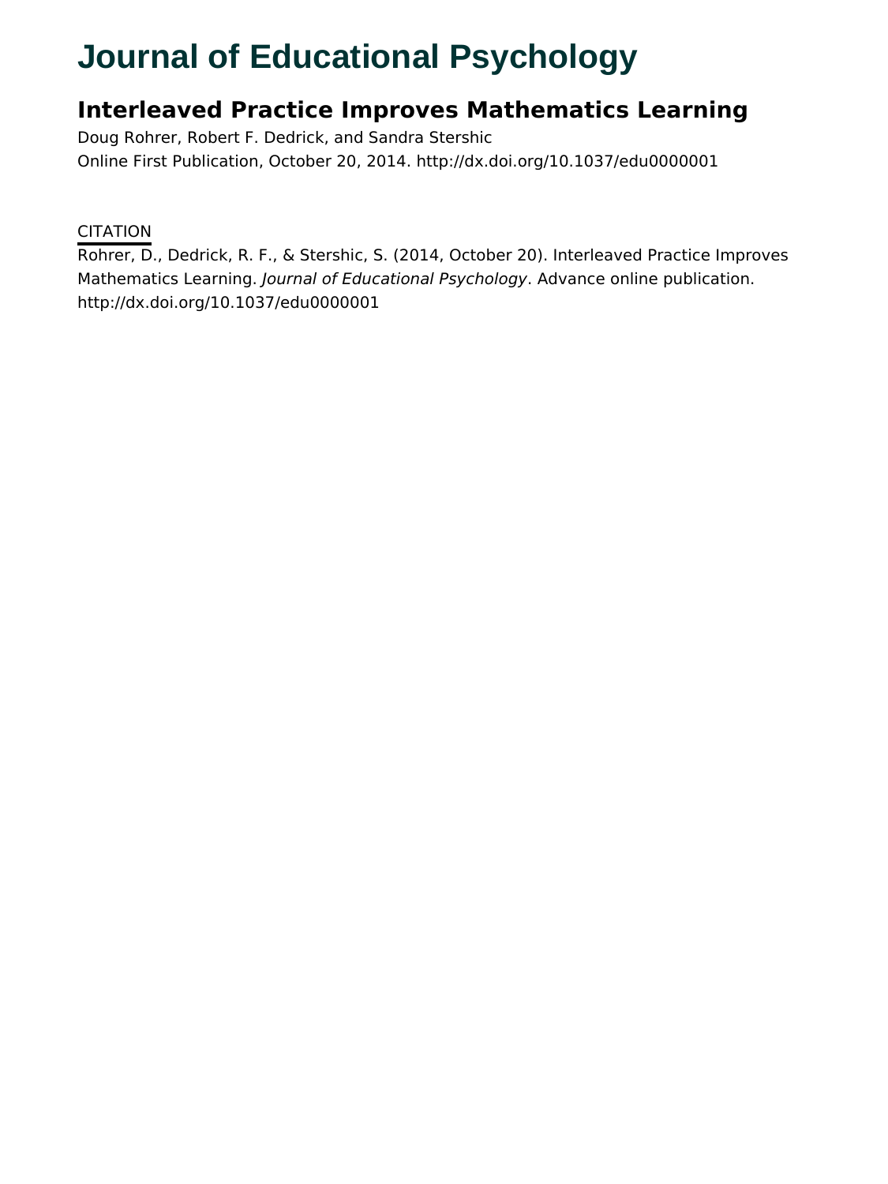# Journal of Educational Psychology

## Interleaved Practice Improves Mathematics Learning

Doug Rohrer, Robert F. Dedrick, and Sandra Stershic

Online First Publication, October 20, 2014. http://dx.doi.org/10.1037/edu0000001

CITATION

Rohrer, D., Dedrick, R. F., & Stershic, S. (2014, October 20). Interleaved Practice Improves Mathematics Learning. *Journal of Educational Psychology*. Advance online publication. http://dx.doi.org/10.1037/edu0000001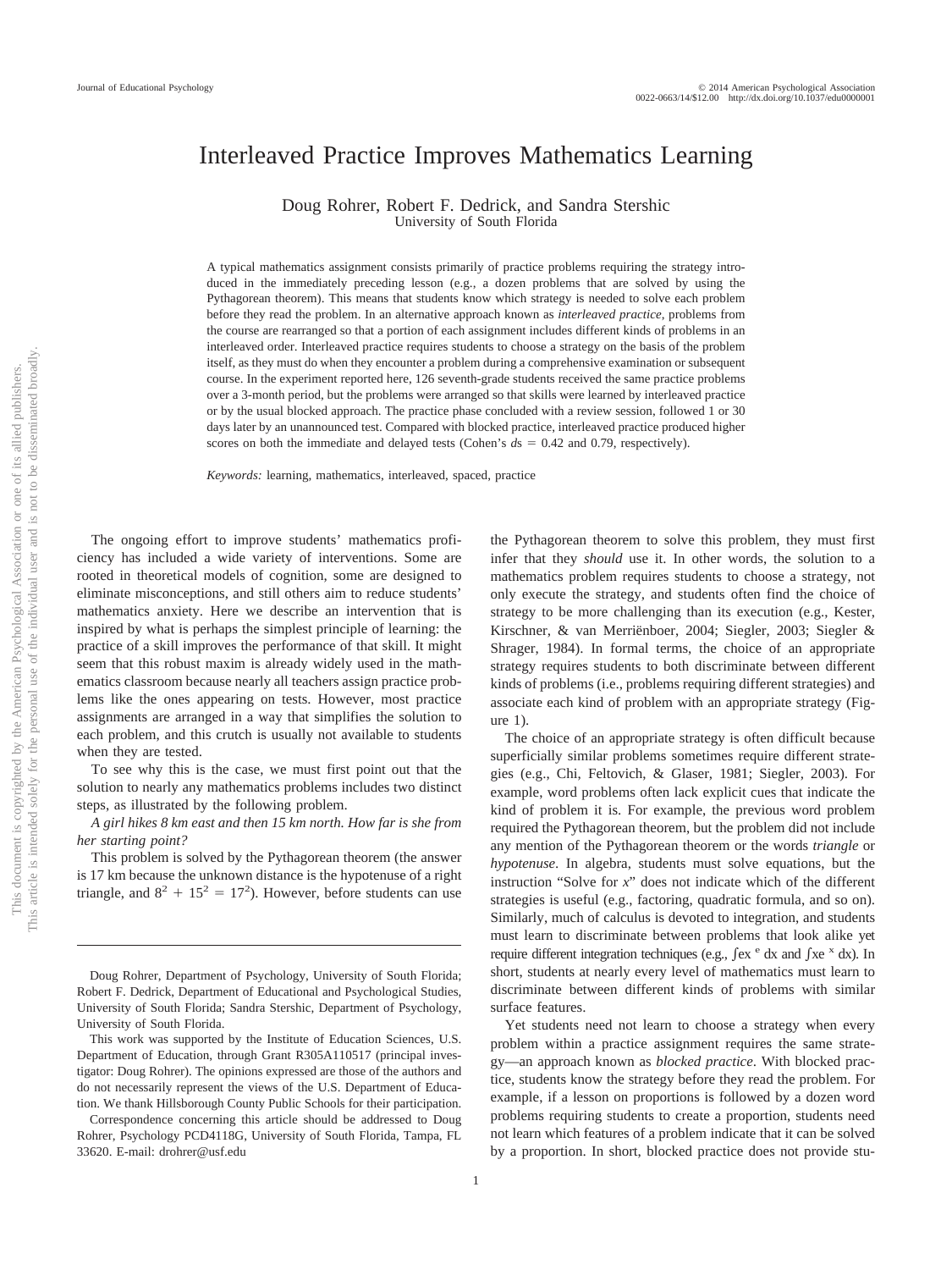# Interleaved Practice Improves Mathematics Learning

Doug Rohrer, Robert F. Dedrick, and Sandra Stershic
University of South Florida

A typical mathematics assignment consists primarily of practice problems requiring the strategy introduced in the immediately preceding lesson (e.g., a dozen problems that are solved by using the Pythagorean theorem). This means that students know which strategy is needed to solve each problem before they read the problem. In an alternative approach known as *interleaved practice*, problems from the course are rearranged so that a portion of each assignment includes different kinds of problems in an interleaved order. Interleaved practice requires students to choose a strategy on the basis of the problem itself, as they must do when they encounter a problem during a comprehensive examination or subsequent course. In the experiment reported here, 126 seventh-grade students received the same practice problems over a 3-month period, but the problems were arranged so that skills were learned by interleaved practice or by the usual blocked approach. The practice phase concluded with a review session, followed 1 or 30 days later by an unannounced test. Compared with blocked practice, interleaved practice produced higher scores on both the immediate and delayed tests (Cohen's $d$s $= 0.42$ and $0.79$, respectively).

*Keywords:* learning, mathematics, interleaved, spaced, practice

The ongoing effort to improve students' mathematics proficiency has included a wide variety of interventions. Some are rooted in theoretical models of cognition, some are designed to eliminate misconceptions, and still others aim to reduce students' mathematics anxiety. Here we describe an intervention that is inspired by what is perhaps the simplest principle of learning: the practice of a skill improves the performance of that skill. It might seem that this robust maxim is already widely used in the mathematics classroom because nearly all teachers assign practice problems like the ones appearing on tests. However, most practice assignments are arranged in a way that simplifies the solution to each problem, and this crutch is usually not available to students when they are tested.

To see why this is the case, we must first point out that the solution to nearly any mathematics problems includes two distinct steps, as illustrated by the following problem.

*A girl hikes 8 km east and then 15 km north. How far is she from her starting point?*

This problem is solved by the Pythagorean theorem (the answer is 17 km because the unknown distance is the hypotenuse of a right triangle, and $8^2 + 15^2 = 17^2$). However, before students can use the Pythagorean theorem to solve this problem, they must first infer that they *should* use it. In other words, the solution to a mathematics problem requires students to choose a strategy, not only execute the strategy, and students often find the choice of strategy to be more challenging than its execution (e.g., Kester, Kirschner, & van Merriënboer, 2004; Siegler, 2003; Siegler & Shrager, 1984). In formal terms, the choice of an appropriate strategy requires students to both discriminate between different kinds of problems (i.e., problems requiring different strategies) and associate each kind of problem with an appropriate strategy (Figure 1).

The choice of an appropriate strategy is often difficult because superficially similar problems sometimes require different strategies (e.g., Chi, Feltovich, & Glaser, 1981; Siegler, 2003). For example, word problems often lack explicit cues that indicate the kind of problem it is. For example, the previous word problem required the Pythagorean theorem, but the problem did not include any mention of the Pythagorean theorem or the words *triangle* or *hypotenuse*. In algebra, students must solve equations, but the instruction "Solve for *x*" does not indicate which of the different strategies is useful (e.g., factoring, quadratic formula, and so on). Similarly, much of calculus is devoted to integration, and students must learn to discriminate between problems that look alike yet require different integration techniques (e.g., $\int ex^{e}\,dx$ and $\int xe^{x}\,dx$). In short, students at nearly every level of mathematics must learn to discriminate between different kinds of problems with similar surface features.

Yet students need not learn to choose a strategy when every problem within a practice assignment requires the same strategy—an approach known as *blocked practice*. With blocked practice, students know the strategy before they read the problem. For example, if a lesson on proportions is followed by a dozen word problems requiring students to create a proportion, students need not learn which features of a problem indicate that it can be solved by a proportion. In short, blocked practice does not provide stu-

Doug Rohrer, Department of Psychology, University of South Florida; Robert F. Dedrick, Department of Educational and Psychological Studies, University of South Florida; Sandra Stershic, Department of Psychology, University of South Florida.

This work was supported by the Institute of Education Sciences, U.S. Department of Education, through Grant R305A110517 (principal investigator: Doug Rohrer). The opinions expressed are those of the authors and do not necessarily represent the views of the U.S. Department of Education. We thank Hillsborough County Public Schools for their participation.

Correspondence concerning this article should be addressed to Doug Rohrer, Psychology PCD4118G, University of South Florida, Tampa, FL 33620. E-mail: drohrer@usf.edu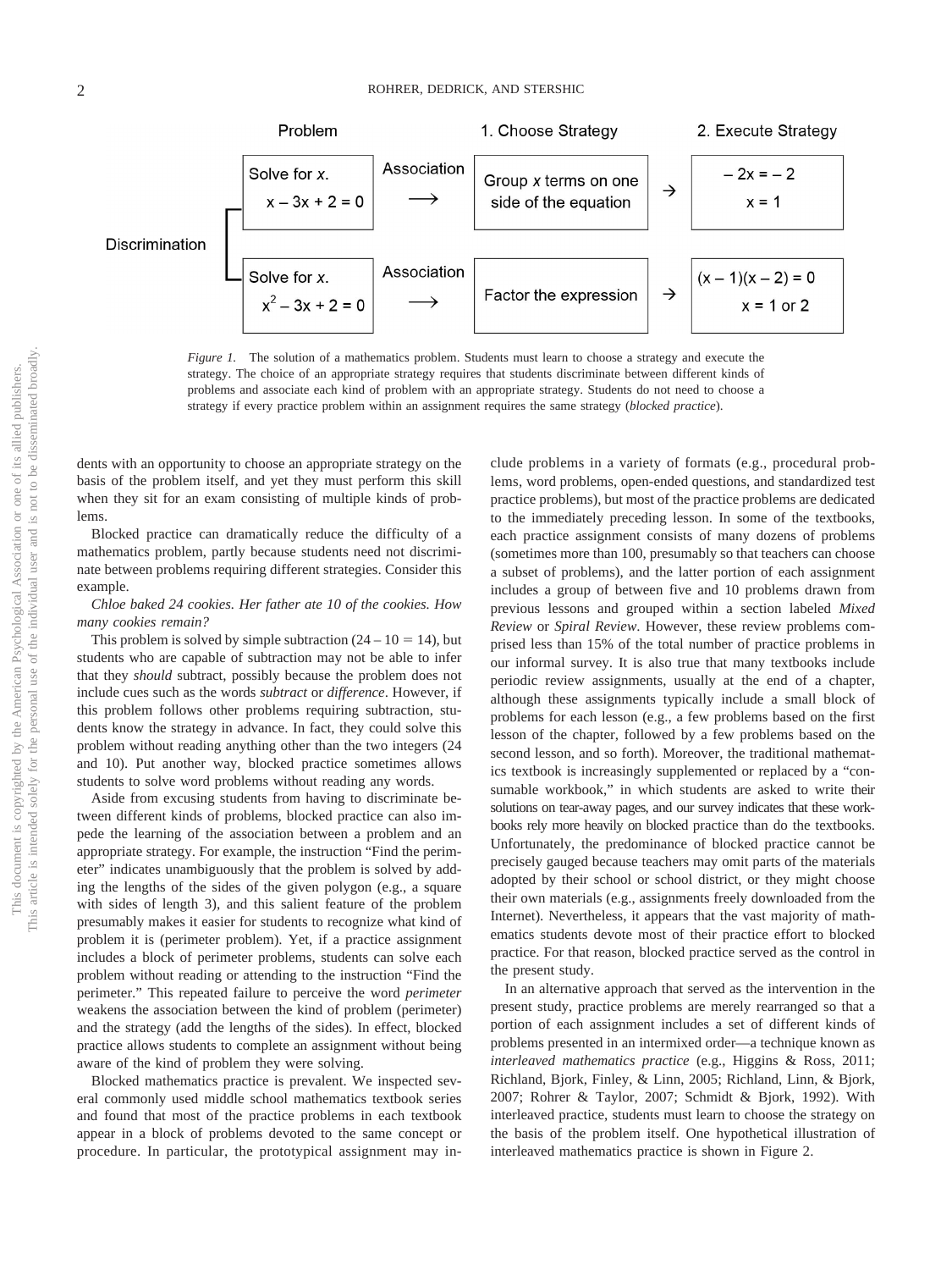Problem

1. Choose Strategy

2. Execute Strategy

Discrimination

Solve for $x$.
$x - 3x + 2 = 0$

Association

Group $x$ terms on one side of the equation

$-2x = -2$
$x = 1$

Solve for $x$.
$x^2 - 3x + 2 = 0$

Association

Factor the expression

$(x - 1)(x - 2) = 0$
$x = 1$ or $2$

*Figure 1.* The solution of a mathematics problem. Students must learn to choose a strategy and execute the strategy. The choice of an appropriate strategy requires that students discriminate between different kinds of problems and associate each kind of problem with an appropriate strategy. Students do not need to choose a strategy if every practice problem within an assignment requires the same strategy (*blocked practice*).

dents with an opportunity to choose an appropriate strategy on the basis of the problem itself, and yet they must perform this skill when they sit for an exam consisting of multiple kinds of problems.

Blocked practice can dramatically reduce the difficulty of a mathematics problem, partly because students need not discriminate between problems requiring different strategies. Consider this example.

*Chloe baked 24 cookies. Her father ate 10 of the cookies. How many cookies remain?*

This problem is solved by simple subtraction ($24 - 10 = 14$), but students who are capable of subtraction may not be able to infer that they *should* subtract, possibly because the problem does not include cues such as the words *subtract* or *difference*. However, if this problem follows other problems requiring subtraction, students know the strategy in advance. In fact, they could solve this problem without reading anything other than the two integers (24 and 10). Put another way, blocked practice sometimes allows students to solve word problems without reading any words.

Aside from excusing students from having to discriminate between different kinds of problems, blocked practice can also impede the learning of the association between a problem and an appropriate strategy. For example, the instruction "Find the perimeter" indicates unambiguously that the problem is solved by adding the lengths of the sides of the given polygon (e.g., a square with sides of length 3), and this salient feature of the problem presumably makes it easier for students to recognize what kind of problem it is (perimeter problem). Yet, if a practice assignment includes a block of perimeter problems, students can solve each problem without reading or attending to the instruction "Find the perimeter." This repeated failure to perceive the word *perimeter* weakens the association between the kind of problem (perimeter) and the strategy (add the lengths of the sides). In effect, blocked practice allows students to complete an assignment without being aware of the kind of problem they were solving.

Blocked mathematics practice is prevalent. We inspected several commonly used middle school mathematics textbook series and found that most of the practice problems in each textbook appear in a block of problems devoted to the same concept or procedure. In particular, the prototypical assignment may include problems in a variety of formats (e.g., procedural problems, word problems, open-ended questions, and standardized test practice problems), but most of the practice problems are dedicated to the immediately preceding lesson. In some of the textbooks, each practice assignment consists of many dozens of problems (sometimes more than 100, presumably so that teachers can choose a subset of problems), and the latter portion of each assignment includes a group of between five and 10 problems drawn from previous lessons and grouped within a section labeled *Mixed Review* or *Spiral Review*. However, these review problems comprised less than 15% of the total number of practice problems in our informal survey. It is also true that many textbooks include periodic review assignments, usually at the end of a chapter, although these assignments typically include a small block of problems for each lesson (e.g., a few problems based on the first lesson of the chapter, followed by a few problems based on the second lesson, and so forth). Moreover, the traditional mathematics textbook is increasingly supplemented or replaced by a "consumable workbook," in which students are asked to write their solutions on tear-away pages, and our survey indicates that these workbooks rely more heavily on blocked practice than do the textbooks. Unfortunately, the predominance of blocked practice cannot be precisely gauged because teachers may omit parts of the materials adopted by their school or school district, or they might choose their own materials (e.g., assignments freely downloaded from the Internet). Nevertheless, it appears that the vast majority of mathematics students devote most of their practice effort to blocked practice. For that reason, blocked practice served as the control in the present study.

In an alternative approach that served as the intervention in the present study, practice problems are merely rearranged so that a portion of each assignment includes a set of different kinds of problems presented in an intermixed order—a technique known as *interleaved mathematics practice* (e.g., Higgins & Ross, 2011; Richland, Bjork, Finley, & Linn, 2005; Richland, Linn, & Bjork, 2007; Rohrer & Taylor, 2007; Schmidt & Bjork, 1992). With interleaved practice, students must learn to choose the strategy on the basis of the problem itself. One hypothetical illustration of interleaved mathematics practice is shown in Figure 2.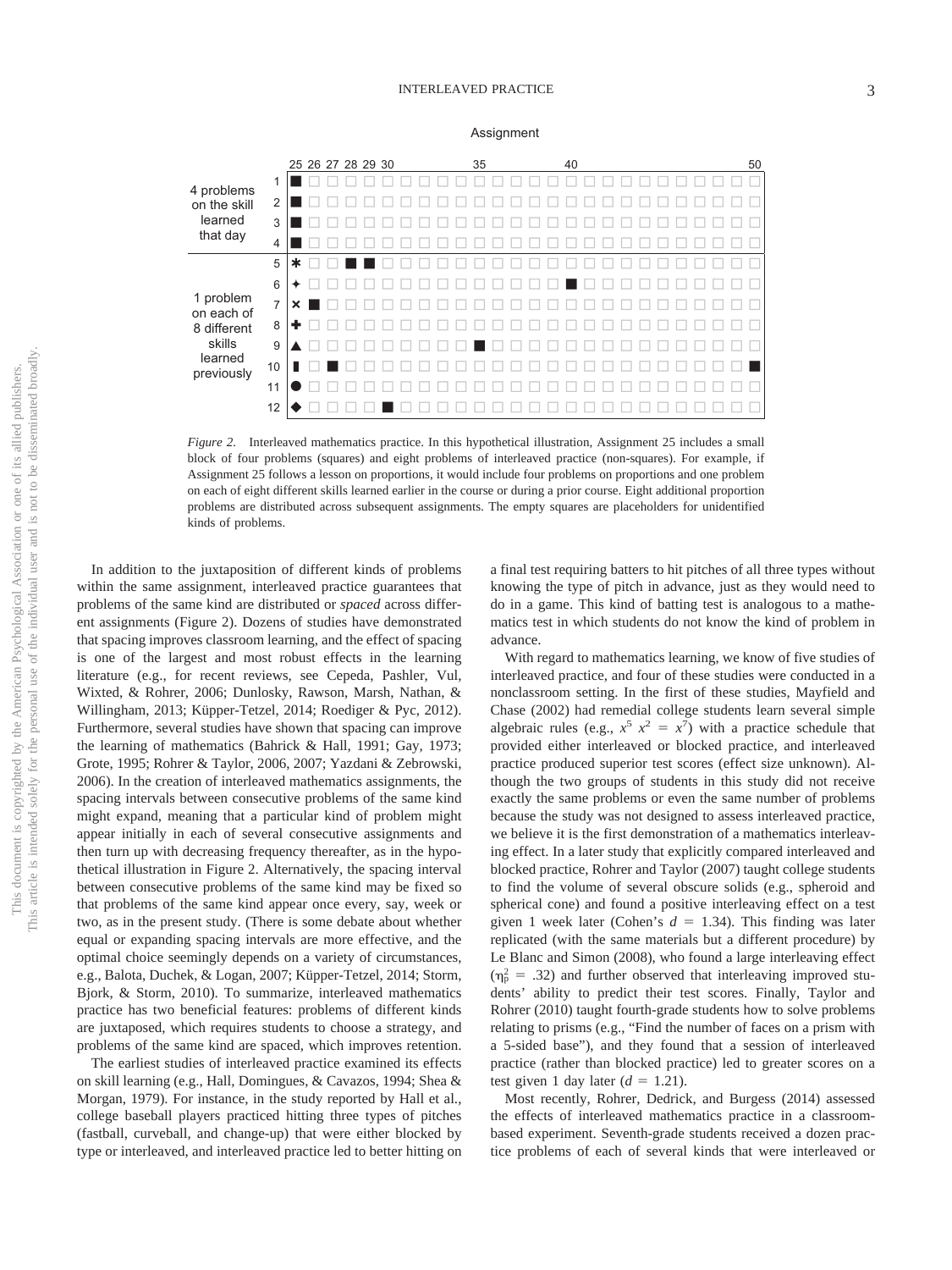*Figure 2.* Interleaved mathematics practice. In this hypothetical illustration, Assignment 25 includes a small block of four problems (squares) and eight problems of interleaved practice (non-squares). For example, if Assignment 25 follows a lesson on proportions, it would include four problems on proportions and one problem on each of eight different skills learned earlier in the course or during a prior course. Eight additional proportion problems are distributed across subsequent assignments. The empty squares are placeholders for unidentified kinds of problems.

In addition to the juxtaposition of different kinds of problems within the same assignment, interleaved practice guarantees that problems of the same kind are distributed or *spaced* across different assignments (Figure 2). Dozens of studies have demonstrated that spacing improves classroom learning, and the effect of spacing is one of the largest and most robust effects in the learning literature (e.g., for recent reviews, see Cepeda, Pashler, Vul, Wixted, & Rohrer, 2006; Dunlosky, Rawson, Marsh, Nathan, & Willingham, 2013; Küpper-Tetzel, 2014; Roediger & Pyc, 2012). Furthermore, several studies have shown that spacing can improve the learning of mathematics (Bahrick & Hall, 1991; Gay, 1973; Grote, 1995; Rohrer & Taylor, 2006, 2007; Yazdani & Zebrowski, 2006). In the creation of interleaved mathematics assignments, the spacing intervals between consecutive problems of the same kind might expand, meaning that a particular kind of problem might appear initially in each of several consecutive assignments and then turn up with decreasing frequency thereafter, as in the hypothetical illustration in Figure 2. Alternatively, the spacing interval between consecutive problems of the same kind may be fixed so that problems of the same kind appear once every, say, week or two, as in the present study. (There is some debate about whether equal or expanding spacing intervals are more effective, and the optimal choice seemingly depends on a variety of circumstances, e.g., Balota, Duchek, & Logan, 2007; Küpper-Tetzel, 2014; Storm, Bjork, & Storm, 2010). To summarize, interleaved mathematics practice has two beneficial features: problems of different kinds are juxtaposed, which requires students to choose a strategy, and problems of the same kind are spaced, which improves retention.

The earliest studies of interleaved practice examined its effects on skill learning (e.g., Hall, Domingues, & Cavazos, 1994; Shea & Morgan, 1979). For instance, in the study reported by Hall et al., college baseball players practiced hitting three types of pitches (fastball, curveball, and change-up) that were either blocked by type or interleaved, and interleaved practice led to better hitting on a final test requiring batters to hit pitches of all three types without knowing the type of pitch in advance, just as they would need to do in a game. This kind of batting test is analogous to a mathematics test in which students do not know the kind of problem in advance.

With regard to mathematics learning, we know of five studies of interleaved practice, and four of these studies were conducted in a nonclassroom setting. In the first of these studies, Mayfield and Chase (2002) had remedial college students learn several simple algebraic rules (e.g., $x^5\ x^2 = x^7$) with a practice schedule that provided either interleaved or blocked practice, and interleaved practice produced superior test scores (effect size unknown). Although the two groups of students in this study did not receive exactly the same problems or even the same number of problems because the study was not designed to assess interleaved practice, we believe it is the first demonstration of a mathematics interleaving effect. In a later study that explicitly compared interleaved and blocked practice, Rohrer and Taylor (2007) taught college students to find the volume of several obscure solids (e.g., spheroid and spherical cone) and found a positive interleaving effect on a test given 1 week later (Cohen's $d = 1.34$). This finding was later replicated (with the same materials but a different procedure) by Le Blanc and Simon (2008), who found a large interleaving effect ($\eta_p^2 = .32$) and further observed that interleaving improved students' ability to predict their test scores. Finally, Taylor and Rohrer (2010) taught fourth-grade students how to solve problems relating to prisms (e.g., "Find the number of faces on a prism with a 5-sided base"), and they found that a session of interleaved practice (rather than blocked practice) led to greater scores on a test given 1 day later ($d = 1.21$).

Most recently, Rohrer, Dedrick, and Burgess (2014) assessed the effects of interleaved mathematics practice in a classroom-based experiment. Seventh-grade students received a dozen practice problems of each of several kinds that were interleaved or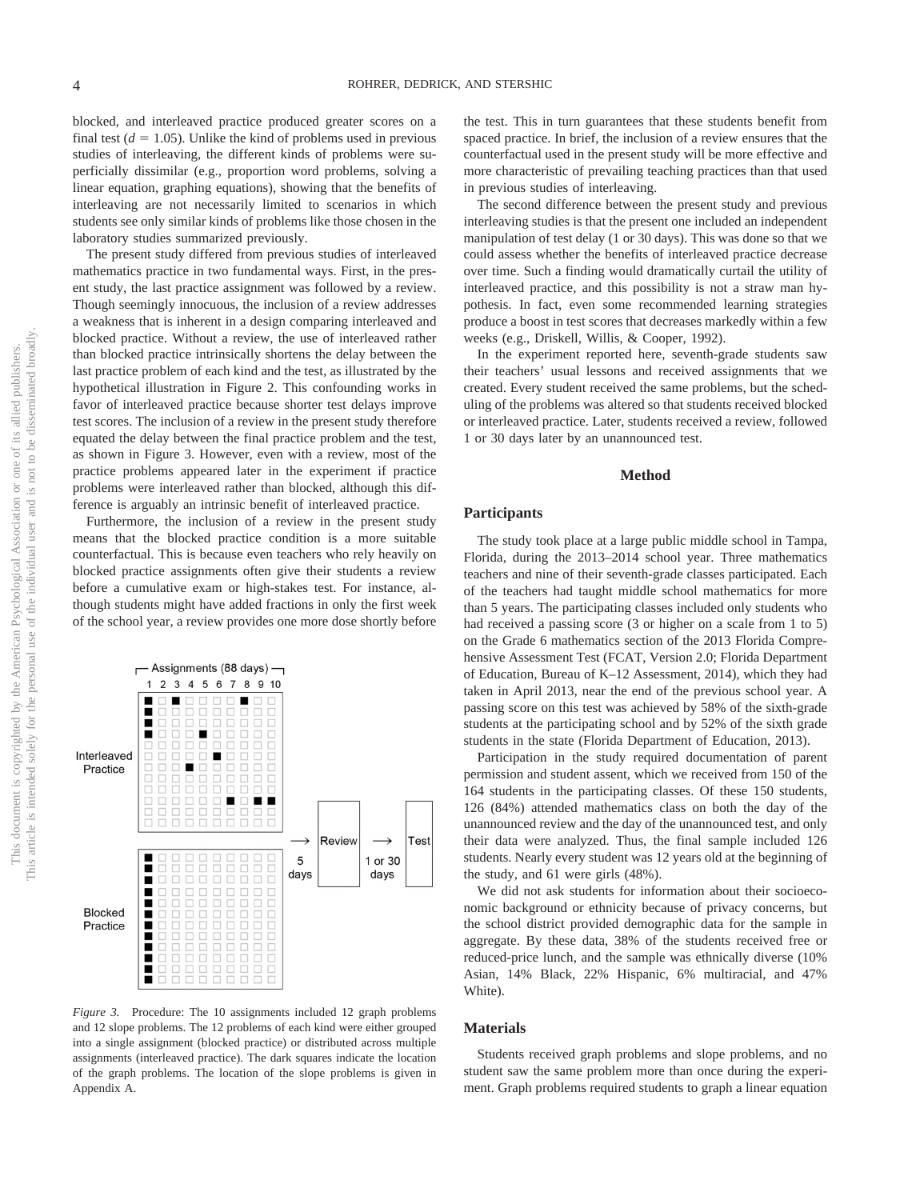blocked, and interleaved practice produced greater scores on a final test ($d = 1.05$). Unlike the kind of problems used in previous studies of interleaving, the different kinds of problems were superficially dissimilar (e.g., proportion word problems, solving a linear equation, graphing equations), showing that the benefits of interleaving are not necessarily limited to scenarios in which students see only similar kinds of problems like those chosen in the laboratory studies summarized previously.

The present study differed from previous studies of interleaved mathematics practice in two fundamental ways. First, in the present study, the last practice assignment was followed by a review. Though seemingly innocuous, the inclusion of a review addresses a weakness that is inherent in a design comparing interleaved and blocked practice. Without a review, the use of interleaved rather than blocked practice intrinsically shortens the delay between the last practice problem of each kind and the test, as illustrated by the hypothetical illustration in Figure 2. This confounding works in favor of interleaved practice because shorter test delays improve test scores. The inclusion of a review in the present study therefore equated the delay between the final practice problem and the test, as shown in Figure 3. However, even with a review, most of the practice problems appeared later in the experiment if practice problems were interleaved rather than blocked, although this difference is arguably an intrinsic benefit of interleaved practice.

Furthermore, the inclusion of a review in the present study means that the blocked practice condition is a more suitable counterfactual. This is because even teachers who rely heavily on blocked practice assignments often give their students a review before a cumulative exam or high-stakes test. For instance, although students might have added fractions in only the first week of the school year, a review provides one more dose shortly before the test. This in turn guarantees that these students benefit from spaced practice. In brief, the inclusion of a review ensures that the counterfactual used in the present study will be more effective and more characteristic of prevailing teaching practices than that used in previous studies of interleaving.

The second difference between the present study and previous interleaving studies is that the present one included an independent manipulation of test delay (1 or 30 days). This was done so that we could assess whether the benefits of interleaved practice decrease over time. Such a finding would dramatically curtail the utility of interleaved practice, and this possibility is not a straw man hypothesis. In fact, even some recommended learning strategies produce a boost in test scores that decreases markedly within a few weeks (e.g., Driskell, Willis, & Cooper, 1992).

In the experiment reported here, seventh-grade students saw their teachers' usual lessons and received assignments that we created. Every student received the same problems, but the scheduling of the problems was altered so that students received blocked or interleaved practice. Later, students received a review, followed 1 or 30 days later by an unannounced test.

*Figure 3.* Procedure: The 10 assignments included 12 graph problems and 12 slope problems. The 12 problems of each kind were either grouped into a single assignment (blocked practice) or distributed across multiple assignments (interleaved practice). The dark squares indicate the location of the graph problems. The location of the slope problems is given in Appendix A.

## Method

### Participants

The study took place at a large public middle school in Tampa, Florida, during the 2013–2014 school year. Three mathematics teachers and nine of their seventh-grade classes participated. Each of the teachers had taught middle school mathematics for more than 5 years. The participating classes included only students who had received a passing score (3 or higher on a scale from 1 to 5) on the Grade 6 mathematics section of the 2013 Florida Comprehensive Assessment Test (FCAT, Version 2.0; Florida Department of Education, Bureau of K–12 Assessment, 2014), which they had taken in April 2013, near the end of the previous school year. A passing score on this test was achieved by 58% of the sixth-grade students at the participating school and by 52% of the sixth grade students in the state (Florida Department of Education, 2013).

Participation in the study required documentation of parent permission and student assent, which we received from 150 of the 164 students in the participating classes. Of these 150 students, 126 (84%) attended mathematics class on both the day of the unannounced review and the day of the unannounced test, and only their data were analyzed. Thus, the final sample included 126 students. Nearly every student was 12 years old at the beginning of the study, and 61 were girls (48%).

We did not ask students for information about their socioeconomic background or ethnicity because of privacy concerns, but the school district provided demographic data for the sample in aggregate. By these data, 38% of the students received free or reduced-price lunch, and the sample was ethnically diverse (10% Asian, 14% Black, 22% Hispanic, 6% multiracial, and 47% White).

### Materials

Students received graph problems and slope problems, and no student saw the same problem more than once during the experiment. Graph problems required students to graph a linear equation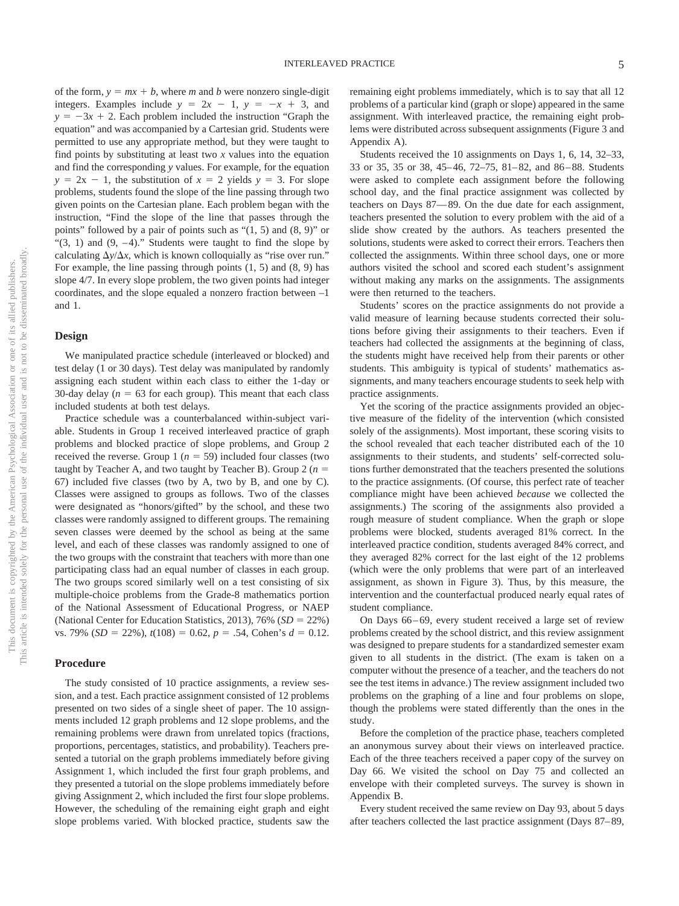of the form, $y = mx + b$, where $m$ and $b$ were nonzero single-digit integers. Examples include $y = 2x - 1$, $y = -x + 3$, and $y = -3x + 2$. Each problem included the instruction "Graph the equation" and was accompanied by a Cartesian grid. Students were permitted to use any appropriate method, but they were taught to find points by substituting at least two $x$ values into the equation and find the corresponding $y$ values. For example, for the equation $y = 2x - 1$, the substitution of $x = 2$ yields $y = 3$. For slope problems, students found the slope of the line passing through two given points on the Cartesian plane. Each problem began with the instruction, "Find the slope of the line that passes through the points" followed by a pair of points such as "(1, 5) and (8, 9)" or "(3, 1) and (9, –4)." Students were taught to find the slope by calculating $\Delta y/\Delta x$, which is known colloquially as "rise over run." For example, the line passing through points (1, 5) and (8, 9) has slope 4/7. In every slope problem, the two given points had integer coordinates, and the slope equaled a nonzero fraction between –1 and 1.

## Design

We manipulated practice schedule (interleaved or blocked) and test delay (1 or 30 days). Test delay was manipulated by randomly assigning each student within each class to either the 1-day or 30-day delay ($n = 63$ for each group). This meant that each class included students at both test delays.

Practice schedule was a counterbalanced within-subject variable. Students in Group 1 received interleaved practice of graph problems and blocked practice of slope problems, and Group 2 received the reverse. Group 1 ($n = 59$) included four classes (two taught by Teacher A, and two taught by Teacher B). Group 2 ($n = 67$) included five classes (two by A, two by B, and one by C). Classes were assigned to groups as follows. Two of the classes were designated as "honors/gifted" by the school, and these two classes were randomly assigned to different groups. The remaining seven classes were deemed by the school as being at the same level, and each of these classes was randomly assigned to one of the two groups with the constraint that teachers with more than one participating class had an equal number of classes in each group. The two groups scored similarly well on a test consisting of six multiple-choice problems from the Grade-8 mathematics portion of the National Assessment of Educational Progress, or NAEP (National Center for Education Statistics, 2013), 76% ($SD = 22\%$) vs. 79% ($SD = 22\%$), $t(108) = 0.62$, $p = .54$, Cohen's $d = 0.12$.

## Procedure

The study consisted of 10 practice assignments, a review session, and a test. Each practice assignment consisted of 12 problems presented on two sides of a single sheet of paper. The 10 assignments included 12 graph problems and 12 slope problems, and the remaining problems were drawn from unrelated topics (fractions, proportions, percentages, statistics, and probability). Teachers presented a tutorial on the graph problems immediately before giving Assignment 1, which included the first four graph problems, and they presented a tutorial on the slope problems immediately before giving Assignment 2, which included the first four slope problems. However, the scheduling of the remaining eight graph and eight slope problems varied. With blocked practice, students saw the remaining eight problems immediately, which is to say that all 12 problems of a particular kind (graph or slope) appeared in the same assignment. With interleaved practice, the remaining eight problems were distributed across subsequent assignments (Figure 3 and Appendix A).

Students received the 10 assignments on Days 1, 6, 14, 32–33, 33 or 35, 35 or 38, 45–46, 72–75, 81–82, and 86–88. Students were asked to complete each assignment before the following school day, and the final practice assignment was collected by teachers on Days 87—89. On the due date for each assignment, teachers presented the solution to every problem with the aid of a slide show created by the authors. As teachers presented the solutions, students were asked to correct their errors. Teachers then collected the assignments. Within three school days, one or more authors visited the school and scored each student's assignment without making any marks on the assignments. The assignments were then returned to the teachers.

Students' scores on the practice assignments do not provide a valid measure of learning because students corrected their solutions before giving their assignments to their teachers. Even if teachers had collected the assignments at the beginning of class, the students might have received help from their parents or other students. This ambiguity is typical of students' mathematics assignments, and many teachers encourage students to seek help with practice assignments.

Yet the scoring of the practice assignments provided an objective measure of the fidelity of the intervention (which consisted solely of the assignments). Most important, these scoring visits to the school revealed that each teacher distributed each of the 10 assignments to their students, and students' self-corrected solutions further demonstrated that the teachers presented the solutions to the practice assignments. (Of course, this perfect rate of teacher compliance might have been achieved *because* we collected the assignments.) The scoring of the assignments also provided a rough measure of student compliance. When the graph or slope problems were blocked, students averaged 81% correct. In the interleaved practice condition, students averaged 84% correct, and they averaged 82% correct for the last eight of the 12 problems (which were the only problems that were part of an interleaved assignment, as shown in Figure 3). Thus, by this measure, the intervention and the counterfactual produced nearly equal rates of student compliance.

On Days 66–69, every student received a large set of review problems created by the school district, and this review assignment was designed to prepare students for a standardized semester exam given to all students in the district. (The exam is taken on a computer without the presence of a teacher, and the teachers do not see the test items in advance.) The review assignment included two problems on the graphing of a line and four problems on slope, though the problems were stated differently than the ones in the study.

Before the completion of the practice phase, teachers completed an anonymous survey about their views on interleaved practice. Each of the three teachers received a paper copy of the survey on Day 66. We visited the school on Day 75 and collected an envelope with their completed surveys. The survey is shown in Appendix B.

Every student received the same review on Day 93, about 5 days after teachers collected the last practice assignment (Days 87–89,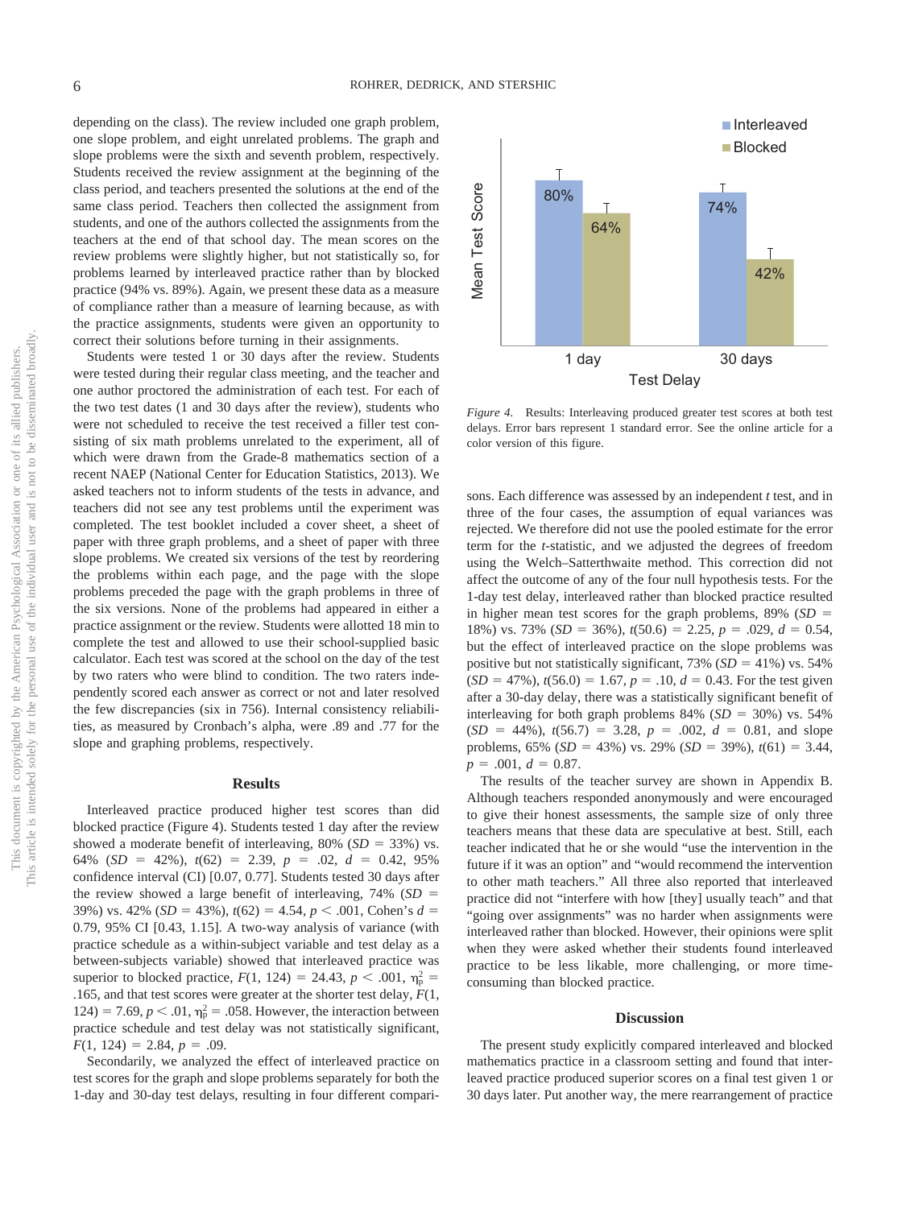depending on the class). The review included one graph problem, one slope problem, and eight unrelated problems. The graph and slope problems were the sixth and seventh problem, respectively. Students received the review assignment at the beginning of the class period, and teachers presented the solutions at the end of the same class period. Teachers then collected the assignment from students, and one of the authors collected the assignments from the teachers at the end of that school day. The mean scores on the review problems were slightly higher, but not statistically so, for problems learned by interleaved practice rather than by blocked practice (94% vs. 89%). Again, we present these data as a measure of compliance rather than a measure of learning because, as with the practice assignments, students were given an opportunity to correct their solutions before turning in their assignments.

Students were tested 1 or 30 days after the review. Students were tested during their regular class meeting, and the teacher and one author proctored the administration of each test. For each of the two test dates (1 and 30 days after the review), students who were not scheduled to receive the test received a filler test consisting of six math problems unrelated to the experiment, all of which were drawn from the Grade-8 mathematics section of a recent NAEP (National Center for Education Statistics, 2013). We asked teachers not to inform students of the tests in advance, and teachers did not see any test problems until the experiment was completed. The test booklet included a cover sheet, a sheet of paper with three graph problems, and a sheet of paper with three slope problems. We created six versions of the test by reordering the problems within each page, and the page with the slope problems preceded the page with the graph problems in three of the six versions. None of the problems had appeared in either a practice assignment or the review. Students were allotted 18 min to complete the test and allowed to use their school-supplied basic calculator. Each test was scored at the school on the day of the test by two raters who were blind to condition. The two raters independently scored each answer as correct or not and later resolved the few discrepancies (six in 756). Internal consistency reliabilities, as measured by Cronbach's alpha, were .89 and .77 for the slope and graphing problems, respectively.

## Results

Interleaved practice produced higher test scores than did blocked practice (Figure 4). Students tested 1 day after the review showed a moderate benefit of interleaving, 80% (*SD* = 33%) vs. 64% (*SD* = 42%), $t(62) = 2.39$, $p = .02$, $d = 0.42$, 95% confidence interval (CI) [0.07, 0.77]. Students tested 30 days after the review showed a large benefit of interleaving, 74% (*SD* = 39%) vs. 42% (*SD* = 43%), $t(62) = 4.54$, $p < .001$, Cohen's $d = 0.79$, 95% CI [0.43, 1.15]. A two-way analysis of variance (with practice schedule as a within-subject variable and test delay as a between-subjects variable) showed that interleaved practice was superior to blocked practice, $F(1, 124) = 24.43$, $p < .001$, $\eta_p^2 = .165$, and that test scores were greater at the shorter test delay, $F(1, 124) = 7.69$, $p < .01$, $\eta_p^2 = .058$. However, the interaction between practice schedule and test delay was not statistically significant, $F(1, 124) = 2.84$, $p = .09$.

Secondarily, we analyzed the effect of interleaved practice on test scores for the graph and slope problems separately for both the 1-day and 30-day test delays, resulting in four different comparisons. Each difference was assessed by an independent *t* test, and in three of the four cases, the assumption of equal variances was rejected. We therefore did not use the pooled estimate for the error term for the *t*-statistic, and we adjusted the degrees of freedom using the Welch–Satterthwaite method. This correction did not affect the outcome of any of the four null hypothesis tests. For the 1-day test delay, interleaved rather than blocked practice resulted in higher mean test scores for the graph problems, 89% (*SD* = 18%) vs. 73% (*SD* = 36%), $t(50.6) = 2.25$, $p = .029$, $d = 0.54$, but the effect of interleaved practice on the slope problems was positive but not statistically significant, 73% (*SD* = 41%) vs. 54% (*SD* = 47%), $t(56.0) = 1.67$, $p = .10$, $d = 0.43$. For the test given after a 30-day delay, there was a statistically significant benefit of interleaving for both graph problems 84% (*SD* = 30%) vs. 54% (*SD* = 44%), $t(56.7) = 3.28$, $p = .002$, $d = 0.81$, and slope problems, 65% (*SD* = 43%) vs. 29% (*SD* = 39%), $t(61) = 3.44$, $p = .001$, $d = 0.87$.

The results of the teacher survey are shown in Appendix B. Although teachers responded anonymously and were encouraged to give their honest assessments, the sample size of only three teachers means that these data are speculative at best. Still, each teacher indicated that he or she would "use the intervention in the future if it was an option" and "would recommend the intervention to other math teachers." All three also reported that interleaved practice did not "interfere with how [they] usually teach" and that "going over assignments" was no harder when assignments were interleaved rather than blocked. However, their opinions were split when they were asked whether their students found interleaved practice to be less likable, more challenging, or more time-consuming than blocked practice.

*Figure 4.* Results: Interleaving produced greater test scores at both test delays. Error bars represent 1 standard error. See the online article for a color version of this figure.

## Discussion

The present study explicitly compared interleaved and blocked mathematics practice in a classroom setting and found that interleaved practice produced superior scores on a final test given 1 or 30 days later. Put another way, the mere rearrangement of practice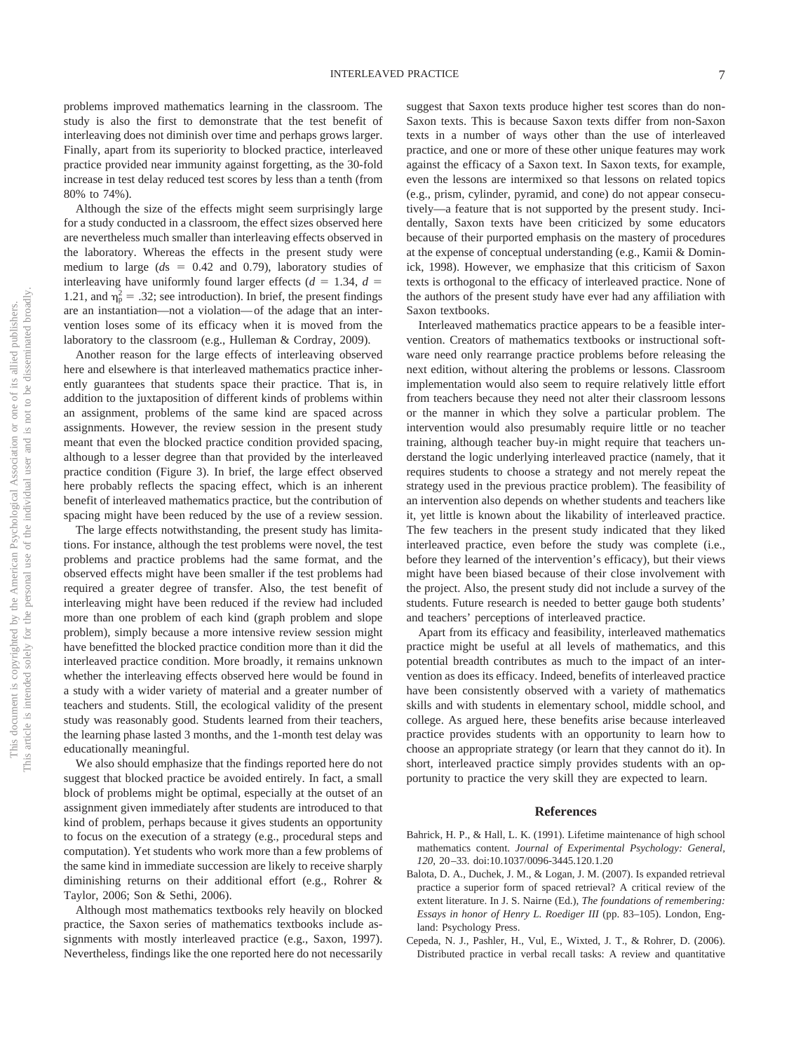problems improved mathematics learning in the classroom. The study is also the first to demonstrate that the test benefit of interleaving does not diminish over time and perhaps grows larger. Finally, apart from its superiority to blocked practice, interleaved practice provided near immunity against forgetting, as the 30-fold increase in test delay reduced test scores by less than a tenth (from 80% to 74%).

Although the size of the effects might seem surprisingly large for a study conducted in a classroom, the effect sizes observed here are nevertheless much smaller than interleaving effects observed in the laboratory. Whereas the effects in the present study were medium to large (*d*s = 0.42 and 0.79), laboratory studies of interleaving have uniformly found larger effects ($d = 1.34$, $d = 1.21$, and $\eta_p^2 = .32$; see introduction). In brief, the present findings are an instantiation—not a violation—of the adage that an intervention loses some of its efficacy when it is moved from the laboratory to the classroom (e.g., Hulleman & Cordray, 2009).

Another reason for the large effects of interleaving observed here and elsewhere is that interleaved mathematics practice inherently guarantees that students space their practice. That is, in addition to the juxtaposition of different kinds of problems within an assignment, problems of the same kind are spaced across assignments. However, the review session in the present study meant that even the blocked practice condition provided spacing, although to a lesser degree than that provided by the interleaved practice condition (Figure 3). In brief, the large effect observed here probably reflects the spacing effect, which is an inherent benefit of interleaved mathematics practice, but the contribution of spacing might have been reduced by the use of a review session.

The large effects notwithstanding, the present study has limitations. For instance, although the test problems were novel, the test problems and practice problems had the same format, and the observed effects might have been smaller if the test problems had required a greater degree of transfer. Also, the test benefit of interleaving might have been reduced if the review had included more than one problem of each kind (graph problem and slope problem), simply because a more intensive review session might have benefitted the blocked practice condition more than it did the interleaved practice condition. More broadly, it remains unknown whether the interleaving effects observed here would be found in a study with a wider variety of material and a greater number of teachers and students. Still, the ecological validity of the present study was reasonably good. Students learned from their teachers, the learning phase lasted 3 months, and the 1-month test delay was educationally meaningful.

We also should emphasize that the findings reported here do not suggest that blocked practice be avoided entirely. In fact, a small block of problems might be optimal, especially at the outset of an assignment given immediately after students are introduced to that kind of problem, perhaps because it gives students an opportunity to focus on the execution of a strategy (e.g., procedural steps and computation). Yet students who work more than a few problems of the same kind in immediate succession are likely to receive sharply diminishing returns on their additional effort (e.g., Rohrer & Taylor, 2006; Son & Sethi, 2006).

Although most mathematics textbooks rely heavily on blocked practice, the Saxon series of mathematics textbooks include assignments with mostly interleaved practice (e.g., Saxon, 1997). Nevertheless, findings like the one reported here do not necessarily suggest that Saxon texts produce higher test scores than do non-Saxon texts. This is because Saxon texts differ from non-Saxon texts in a number of ways other than the use of interleaved practice, and one or more of these other unique features may work against the efficacy of a Saxon text. In Saxon texts, for example, even the lessons are intermixed so that lessons on related topics (e.g., prism, cylinder, pyramid, and cone) do not appear consecutively—a feature that is not supported by the present study. Incidentally, Saxon texts have been criticized by some educators because of their purported emphasis on the mastery of procedures at the expense of conceptual understanding (e.g., Kamii & Dominick, 1998). However, we emphasize that this criticism of Saxon texts is orthogonal to the efficacy of interleaved practice. None of the authors of the present study have ever had any affiliation with Saxon textbooks.

Interleaved mathematics practice appears to be a feasible intervention. Creators of mathematics textbooks or instructional software need only rearrange practice problems before releasing the next edition, without altering the problems or lessons. Classroom implementation would also seem to require relatively little effort from teachers because they need not alter their classroom lessons or the manner in which they solve a particular problem. The intervention would also presumably require little or no teacher training, although teacher buy-in might require that teachers understand the logic underlying interleaved practice (namely, that it requires students to choose a strategy and not merely repeat the strategy used in the previous practice problem). The feasibility of an intervention also depends on whether students and teachers like it, yet little is known about the likability of interleaved practice. The few teachers in the present study indicated that they liked interleaved practice, even before the study was complete (i.e., before they learned of the intervention's efficacy), but their views might have been biased because of their close involvement with the project. Also, the present study did not include a survey of the students. Future research is needed to better gauge both students' and teachers' perceptions of interleaved practice.

Apart from its efficacy and feasibility, interleaved mathematics practice might be useful at all levels of mathematics, and this potential breadth contributes as much to the impact of an intervention as does its efficacy. Indeed, benefits of interleaved practice have been consistently observed with a variety of mathematics skills and with students in elementary school, middle school, and college. As argued here, these benefits arise because interleaved practice provides students with an opportunity to learn how to choose an appropriate strategy (or learn that they cannot do it). In short, interleaved practice simply provides students with an opportunity to practice the very skill they are expected to learn.

## References

Bahrick, H. P., & Hall, L. K. (1991). Lifetime maintenance of high school mathematics content. *Journal of Experimental Psychology: General, 120,* 20–33. doi:10.1037/0096-3445.120.1.20

Balota, D. A., Duchek, J. M., & Logan, J. M. (2007). Is expanded retrieval practice a superior form of spaced retrieval? A critical review of the extent literature. In J. S. Nairne (Ed.), *The foundations of remembering: Essays in honor of Henry L. Roediger III* (pp. 83–105). London, England: Psychology Press.

Cepeda, N. J., Pashler, H., Vul, E., Wixted, J. T., & Rohrer, D. (2006). Distributed practice in verbal recall tasks: A review and quantitative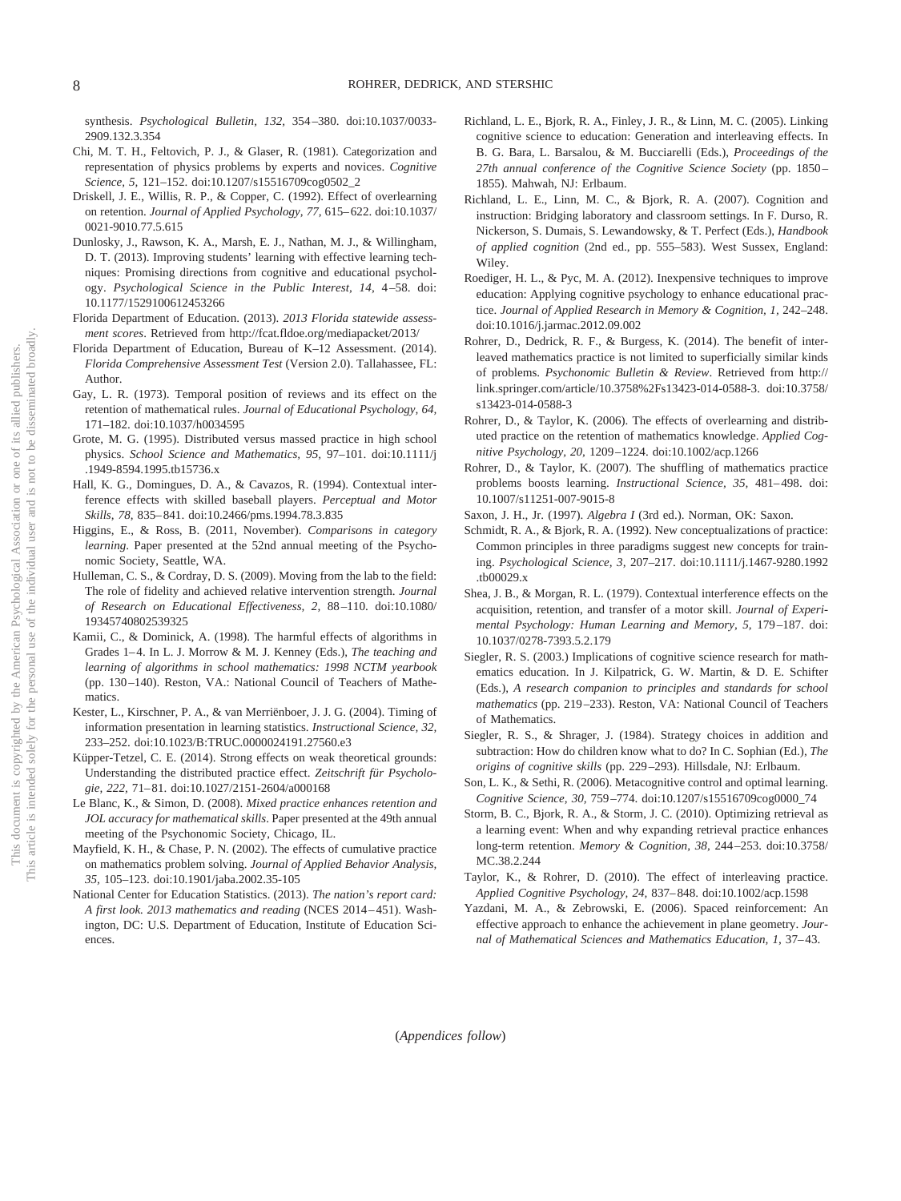synthesis. *Psychological Bulletin, 132,* 354–380. doi:10.1037/0033-2909.132.3.354

Chi, M. T. H., Feltovich, P. J., & Glaser, R. (1981). Categorization and representation of physics problems by experts and novices. *Cognitive Science, 5,* 121–152. doi:10.1207/s15516709cog0502_2

Driskell, J. E., Willis, R. P., & Copper, C. (1992). Effect of overlearning on retention. *Journal of Applied Psychology, 77,* 615–622. doi:10.1037/0021-9010.77.5.615

Dunlosky, J., Rawson, K. A., Marsh, E. J., Nathan, M. J., & Willingham, D. T. (2013). Improving students' learning with effective learning techniques: Promising directions from cognitive and educational psychology. *Psychological Science in the Public Interest, 14,* 4–58. doi:10.1177/1529100612453266

Florida Department of Education. (2013). *2013 Florida statewide assessment scores*. Retrieved from http://fcat.fldoe.org/mediapacket/2013/

Florida Department of Education, Bureau of K–12 Assessment. (2014). *Florida Comprehensive Assessment Test* (Version 2.0). Tallahassee, FL: Author.

Gay, L. R. (1973). Temporal position of reviews and its effect on the retention of mathematical rules. *Journal of Educational Psychology, 64,* 171–182. doi:10.1037/h0034595

Grote, M. G. (1995). Distributed versus massed practice in high school physics. *School Science and Mathematics, 95,* 97–101. doi:10.1111/j.1949-8594.1995.tb15736.x

Hall, K. G., Domingues, D. A., & Cavazos, R. (1994). Contextual interference effects with skilled baseball players. *Perceptual and Motor Skills, 78,* 835–841. doi:10.2466/pms.1994.78.3.835

Higgins, E., & Ross, B. (2011, November). *Comparisons in category learning*. Paper presented at the 52nd annual meeting of the Psychonomic Society, Seattle, WA.

Hulleman, C. S., & Cordray, D. S. (2009). Moving from the lab to the field: The role of fidelity and achieved relative intervention strength. *Journal of Research on Educational Effectiveness, 2,* 88–110. doi:10.1080/19345740802539325

Kamii, C., & Dominick, A. (1998). The harmful effects of algorithms in Grades 1–4. In L. J. Morrow & M. J. Kenney (Eds.), *The teaching and learning of algorithms in school mathematics: 1998 NCTM yearbook* (pp. 130–140). Reston, VA.: National Council of Teachers of Mathematics.

Kester, L., Kirschner, P. A., & van Merriënboer, J. J. G. (2004). Timing of information presentation in learning statistics. *Instructional Science, 32,* 233–252. doi:10.1023/B:TRUC.0000024191.27560.e3

Küpper-Tetzel, C. E. (2014). Strong effects on weak theoretical grounds: Understanding the distributed practice effect. *Zeitschrift für Psychologie, 222,* 71–81. doi:10.1027/2151-2604/a000168

Le Blanc, K., & Simon, D. (2008). *Mixed practice enhances retention and JOL accuracy for mathematical skills*. Paper presented at the 49th annual meeting of the Psychonomic Society, Chicago, IL.

Mayfield, K. H., & Chase, P. N. (2002). The effects of cumulative practice on mathematics problem solving. *Journal of Applied Behavior Analysis, 35,* 105–123. doi:10.1901/jaba.2002.35-105

National Center for Education Statistics. (2013). *The nation's report card: A first look. 2013 mathematics and reading* (NCES 2014–451). Washington, DC: U.S. Department of Education, Institute of Education Sciences.

Richland, L. E., Bjork, R. A., Finley, J. R., & Linn, M. C. (2005). Linking cognitive science to education: Generation and interleaving effects. In B. G. Bara, L. Barsalou, & M. Bucciarelli (Eds.), *Proceedings of the 27th annual conference of the Cognitive Science Society* (pp. 1850–1855). Mahwah, NJ: Erlbaum.

Richland, L. E., Linn, M. C., & Bjork, R. A. (2007). Cognition and instruction: Bridging laboratory and classroom settings. In F. Durso, R. Nickerson, S. Dumais, S. Lewandowsky, & T. Perfect (Eds.), *Handbook of applied cognition* (2nd ed., pp. 555–583). West Sussex, England: Wiley.

Roediger, H. L., & Pyc, M. A. (2012). Inexpensive techniques to improve education: Applying cognitive psychology to enhance educational practice. *Journal of Applied Research in Memory & Cognition, 1,* 242–248. doi:10.1016/j.jarmac.2012.09.002

Rohrer, D., Dedrick, R. F., & Burgess, K. (2014). The benefit of interleaved mathematics practice is not limited to superficially similar kinds of problems. *Psychonomic Bulletin & Review*. Retrieved from http://link.springer.com/article/10.3758%2Fs13423-014-0588-3. doi:10.3758/s13423-014-0588-3

Rohrer, D., & Taylor, K. (2006). The effects of overlearning and distributed practice on the retention of mathematics knowledge. *Applied Cognitive Psychology, 20,* 1209–1224. doi:10.1002/acp.1266

Rohrer, D., & Taylor, K. (2007). The shuffling of mathematics practice problems boosts learning. *Instructional Science, 35,* 481–498. doi:10.1007/s11251-007-9015-8

Saxon, J. H., Jr. (1997). *Algebra I* (3rd ed.). Norman, OK: Saxon.

Schmidt, R. A., & Bjork, R. A. (1992). New conceptualizations of practice: Common principles in three paradigms suggest new concepts for training. *Psychological Science, 3,* 207–217. doi:10.1111/j.1467-9280.1992.tb00029.x

Shea, J. B., & Morgan, R. L. (1979). Contextual interference effects on the acquisition, retention, and transfer of a motor skill. *Journal of Experimental Psychology: Human Learning and Memory, 5,* 179–187. doi:10.1037/0278-7393.5.2.179

Siegler, R. S. (2003.) Implications of cognitive science research for mathematics education. In J. Kilpatrick, G. W. Martin, & D. E. Schifter (Eds.), *A research companion to principles and standards for school mathematics* (pp. 219–233). Reston, VA: National Council of Teachers of Mathematics.

Siegler, R. S., & Shrager, J. (1984). Strategy choices in addition and subtraction: How do children know what to do? In C. Sophian (Ed.), *The origins of cognitive skills* (pp. 229–293). Hillsdale, NJ: Erlbaum.

Son, L. K., & Sethi, R. (2006). Metacognitive control and optimal learning. *Cognitive Science, 30,* 759–774. doi:10.1207/s15516709cog0000_74

Storm, B. C., Bjork, R. A., & Storm, J. C. (2010). Optimizing retrieval as a learning event: When and why expanding retrieval practice enhances long-term retention. *Memory & Cognition, 38,* 244–253. doi:10.3758/MC.38.2.244

Taylor, K., & Rohrer, D. (2010). The effect of interleaving practice. *Applied Cognitive Psychology, 24,* 837–848. doi:10.1002/acp.1598

Yazdani, M. A., & Zebrowski, E. (2006). Spaced reinforcement: An effective approach to enhance the achievement in plane geometry. *Journal of Mathematical Sciences and Mathematics Education, 1,* 37–43.

(*Appendices follow*)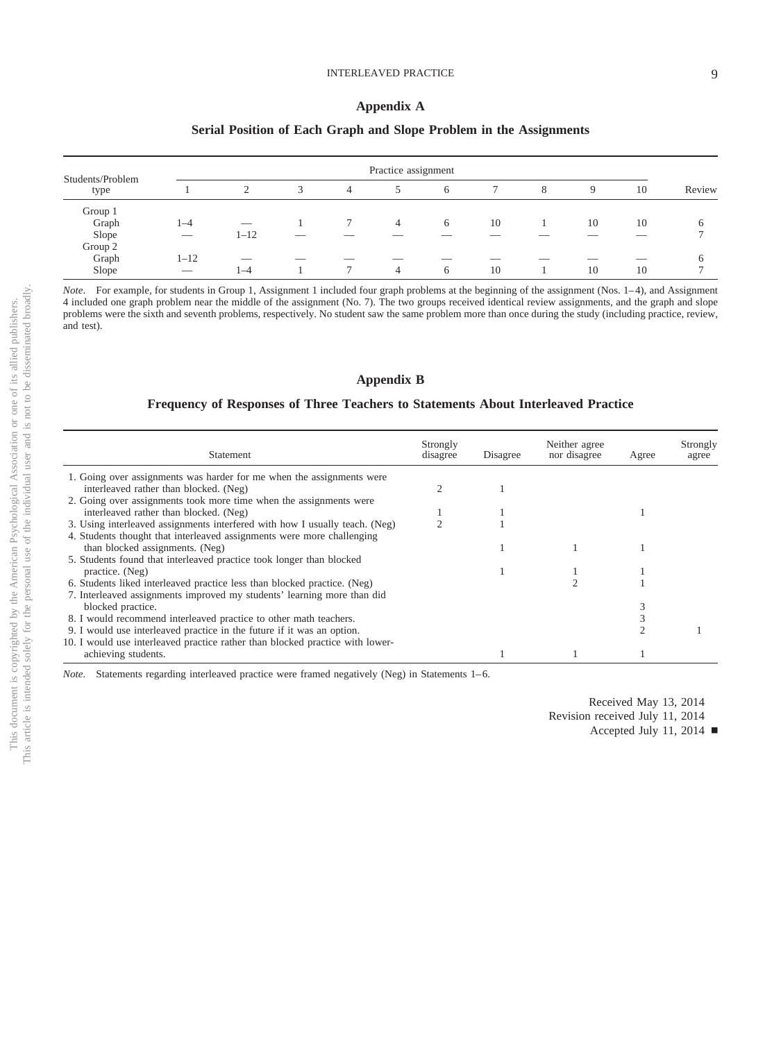## Appendix A

### Serial Position of Each Graph and Slope Problem in the Assignments

| Students/Problem type | Practice assignment | | | | | | | | | | Review |
|---|---|---|---|---|---|---|---|---|---|---|---|
| | 1 | 2 | 3 | 4 | 5 | 6 | 7 | 8 | 9 | 10 | |
| Group 1 | | | | | | | | | | | |
| Graph | 1–4 | — | 1 | 7 | 4 | 6 | 10 | 1 | 10 | 10 | 6 |
| Slope | — | 1–12 | — | — | — | — | — | — | — | — | 7 |
| Group 2 | | | | | | | | | | | |
| Graph | 1–12 | — | — | — | — | — | — | — | — | — | 6 |
| Slope | — | 1–4 | 1 | 7 | 4 | 6 | 10 | 1 | 10 | 10 | 7 |

*Note*. For example, for students in Group 1, Assignment 1 included four graph problems at the beginning of the assignment (Nos. 1–4), and Assignment 4 included one graph problem near the middle of the assignment (No. 7). The two groups received identical review assignments, and the graph and slope problems were the sixth and seventh problems, respectively. No student saw the same problem more than once during the study (including practice, review, and test).

## Appendix B

### Frequency of Responses of Three Teachers to Statements About Interleaved Practice

| Statement | Strongly disagree | Disagree | Neither agree nor disagree | Agree | Strongly agree |
|---|---|---|---|---|---|
| 1. Going over assignments was harder for me when the assignments were interleaved rather than blocked. (Neg) | 2 | 1 | | | |
| 2. Going over assignments took more time when the assignments were interleaved rather than blocked. (Neg) | 1 | 1 | | 1 | |
| 3. Using interleaved assignments interfered with how I usually teach. (Neg) | 2 | 1 | | | |
| 4. Students thought that interleaved assignments were more challenging than blocked assignments. (Neg) | | 1 | 1 | 1 | |
| 5. Students found that interleaved practice took longer than blocked practice. (Neg) | | 1 | 1 | 1 | |
| 6. Students liked interleaved practice less than blocked practice. (Neg) | | | 2 | 1 | |
| 7. Interleaved assignments improved my students' learning more than did blocked practice. | | | | 3 | |
| 8. I would recommend interleaved practice to other math teachers. | | | | 3 | |
| 9. I would use interleaved practice in the future if it was an option. | | | | 2 | 1 |
| 10. I would use interleaved practice rather than blocked practice with lower-achieving students. | | 1 | 1 | 1 | |

*Note*. Statements regarding interleaved practice were framed negatively (Neg) in Statements 1–6.

Received May 13, 2014
Revision received July 11, 2014
Accepted July 11, 2014 ■